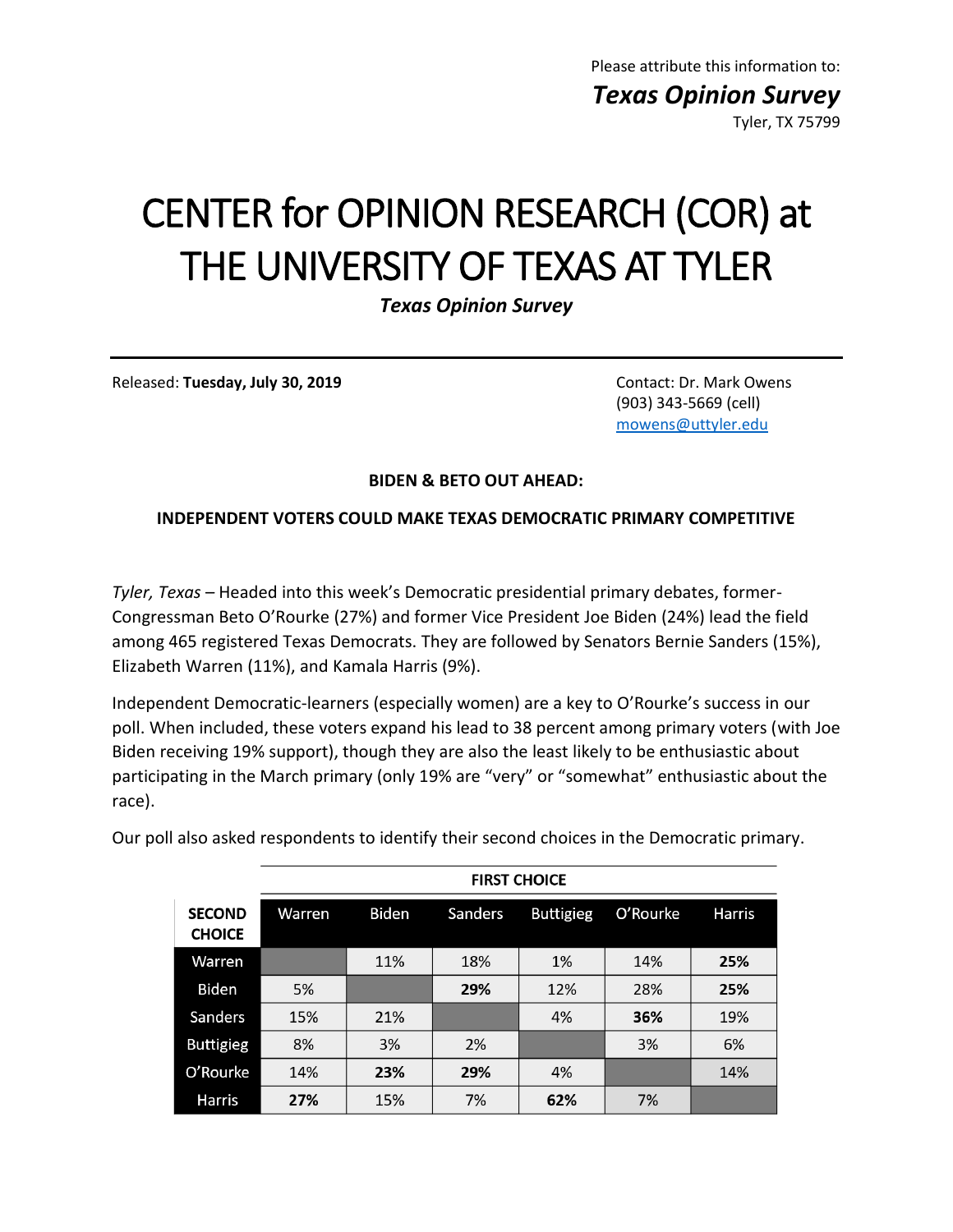Please attribute this information to:

***Texas Opinion Survey***

Tyler, TX 75799

# CENTER for OPINION RESEARCH (COR) at THE UNIVERSITY OF TEXAS AT TYLER

***Texas Opinion Survey***

---

Released: **Tuesday, July 30, 2019**

Contact: Dr. Mark Owens
(903) 343-5669 (cell)
mowens@uttyler.edu

**BIDEN & BETO OUT AHEAD:**

**INDEPENDENT VOTERS COULD MAKE TEXAS DEMOCRATIC PRIMARY COMPETITIVE**

*Tyler, Texas* – Headed into this week's Democratic presidential primary debates, former-Congressman Beto O'Rourke (27%) and former Vice President Joe Biden (24%) lead the field among 465 registered Texas Democrats. They are followed by Senators Bernie Sanders (15%), Elizabeth Warren (11%), and Kamala Harris (9%).

Independent Democratic-learners (especially women) are a key to O'Rourke's success in our poll. When included, these voters expand his lead to 38 percent among primary voters (with Joe Biden receiving 19% support), though they are also the least likely to be enthusiastic about participating in the March primary (only 19% are "very" or "somewhat" enthusiastic about the race).

Our poll also asked respondents to identify their second choices in the Democratic primary.

| | FIRST CHOICE | | | | | |
|---|---|---|---|---|---|---|
| **SECOND CHOICE** | Warren | Biden | Sanders | Buttigieg | O'Rourke | Harris |
| Warren | | 11% | 18% | 1% | 14% | **25%** |
| Biden | 5% | | **29%** | 12% | 28% | **25%** |
| Sanders | 15% | 21% | | 4% | **36%** | 19% |
| Buttigieg | 8% | 3% | 2% | | 3% | 6% |
| O'Rourke | 14% | **23%** | **29%** | 4% | | 14% |
| Harris | **27%** | 15% | 7% | **62%** | 7% | |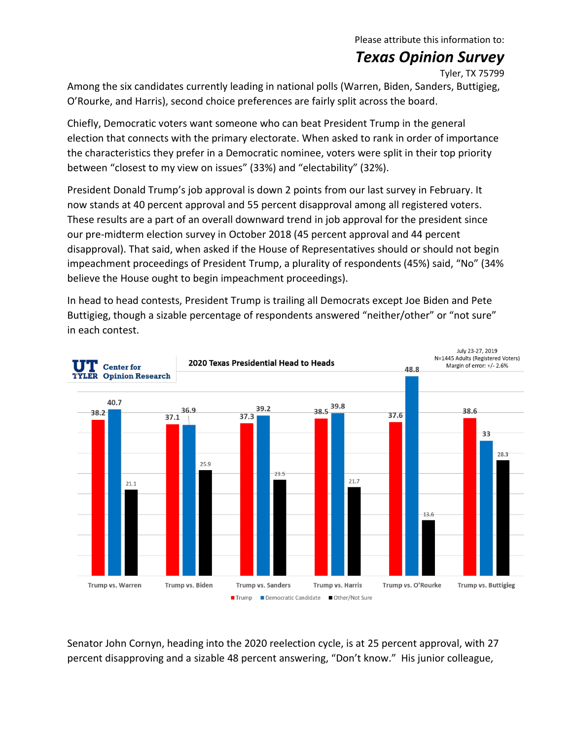Please attribute this information to:

***Texas Opinion Survey***

Tyler, TX 75799

Among the six candidates currently leading in national polls (Warren, Biden, Sanders, Buttigieg, O'Rourke, and Harris), second choice preferences are fairly split across the board.

Chiefly, Democratic voters want someone who can beat President Trump in the general election that connects with the primary electorate. When asked to rank in order of importance the characteristics they prefer in a Democratic nominee, voters were split in their top priority between "closest to my view on issues" (33%) and "electability" (32%).

President Donald Trump's job approval is down 2 points from our last survey in February. It now stands at 40 percent approval and 55 percent disapproval among all registered voters. These results are a part of an overall downward trend in job approval for the president since our pre-midterm election survey in October 2018 (45 percent approval and 44 percent disapproval). That said, when asked if the House of Representatives should or should not begin impeachment proceedings of President Trump, a plurality of respondents (45%) said, "No" (34% believe the House ought to begin impeachment proceedings).

In head to head contests, President Trump is trailing all Democrats except Joe Biden and Pete Buttigieg, though a sizable percentage of respondents answered "neither/other" or "not sure" in each contest.

UT TYLER Center for Opinion Research

2020 Texas Presidential Head to Heads

July 23-27, 2019
N=1445 Adults (Registered Voters)
Margin of error: +/- 2.6%

Trump vs. Warren: 38.2, 40.7, 21.1
Trump vs. Biden: 37.1, 36.9, 25.9
Trump vs. Sanders: 37.3, 39.2, 23.5
Trump vs. Harris: 38.5, 39.8, 21.7
Trump vs. O'Rourke: 37.6, 48.8, 13.6
Trump vs. Buttigieg: 38.6, 33, 28.3

Trump | Democratic Candidate | Other/Not Sure

Senator John Cornyn, heading into the 2020 reelection cycle, is at 25 percent approval, with 27 percent disapproving and a sizable 48 percent answering, "Don't know." His junior colleague,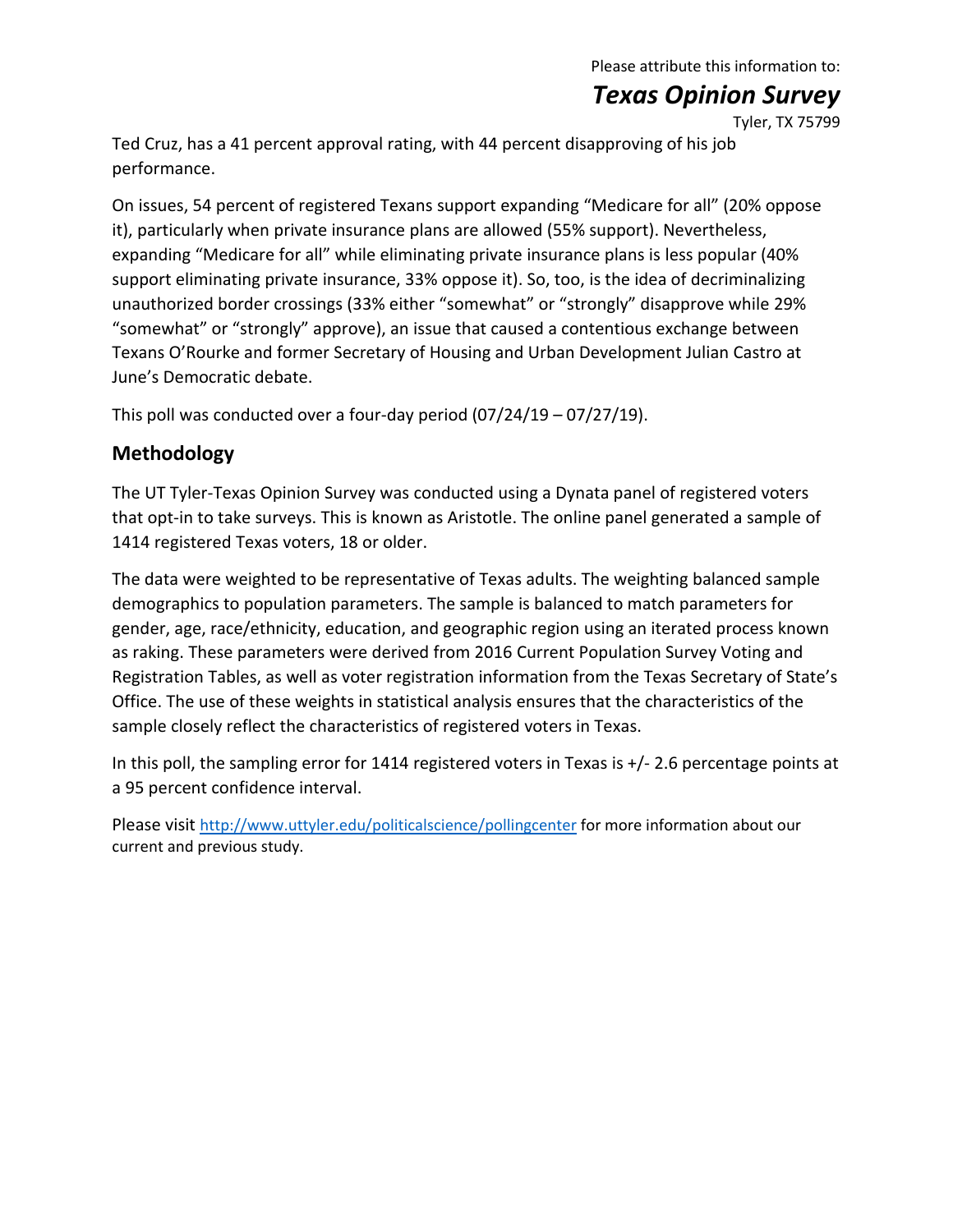Ted Cruz, has a 41 percent approval rating, with 44 percent disapproving of his job performance.

On issues, 54 percent of registered Texans support expanding "Medicare for all" (20% oppose it), particularly when private insurance plans are allowed (55% support). Nevertheless, expanding "Medicare for all" while eliminating private insurance plans is less popular (40% support eliminating private insurance, 33% oppose it). So, too, is the idea of decriminalizing unauthorized border crossings (33% either "somewhat" or "strongly" disapprove while 29% "somewhat" or "strongly" approve), an issue that caused a contentious exchange between Texans O'Rourke and former Secretary of Housing and Urban Development Julian Castro at June's Democratic debate.

This poll was conducted over a four-day period (07/24/19 – 07/27/19).

## Methodology

The UT Tyler-Texas Opinion Survey was conducted using a Dynata panel of registered voters that opt-in to take surveys. This is known as Aristotle. The online panel generated a sample of 1414 registered Texas voters, 18 or older.

The data were weighted to be representative of Texas adults. The weighting balanced sample demographics to population parameters. The sample is balanced to match parameters for gender, age, race/ethnicity, education, and geographic region using an iterated process known as raking. These parameters were derived from 2016 Current Population Survey Voting and Registration Tables, as well as voter registration information from the Texas Secretary of State's Office. The use of these weights in statistical analysis ensures that the characteristics of the sample closely reflect the characteristics of registered voters in Texas.

In this poll, the sampling error for 1414 registered voters in Texas is +/- 2.6 percentage points at a 95 percent confidence interval.

Please visit http://www.uttyler.edu/politicalscience/pollingcenter for more information about our current and previous study.